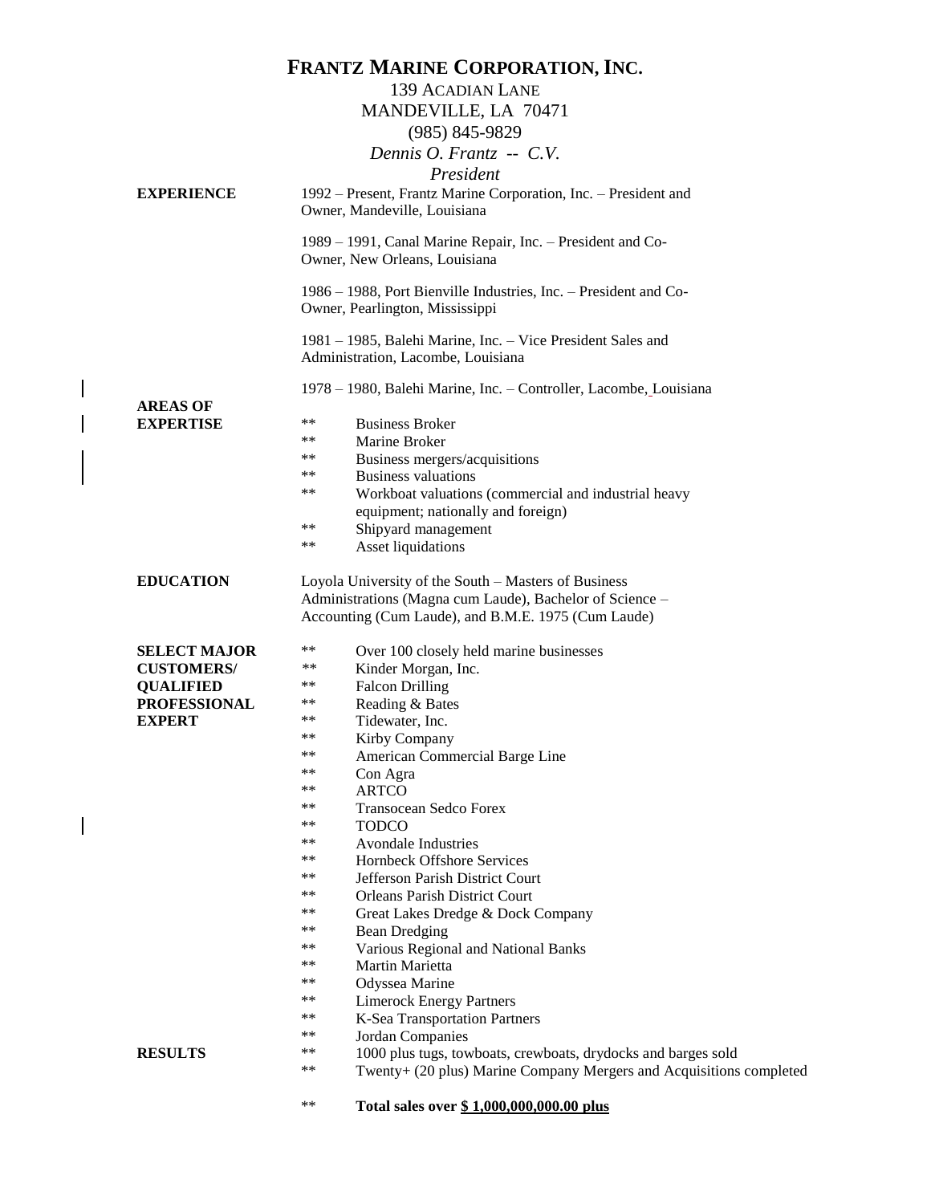# FRANTZ MARINE CORPORATION, INC.

139 ACADIAN LANE
MANDEVILLE, LA 70471
(985) 845-9829

*Dennis O. Frantz -- C.V.*
*President*

**EXPERIENCE**

1992 – Present, Frantz Marine Corporation, Inc. – President and Owner, Mandeville, Louisiana

1989 – 1991, Canal Marine Repair, Inc. – President and Co-Owner, New Orleans, Louisiana

1986 – 1988, Port Bienville Industries, Inc. – President and Co-Owner, Pearlington, Mississippi

1981 – 1985, Balehi Marine, Inc. – Vice President Sales and Administration, Lacombe, Louisiana

1978 – 1980, Balehi Marine, Inc. – Controller, Lacombe, Louisiana

**AREAS OF EXPERTISE**

** Business Broker
** Marine Broker
** Business mergers/acquisitions
** Business valuations
** Workboat valuations (commercial and industrial heavy equipment; nationally and foreign)
** Shipyard management
** Asset liquidations

**EDUCATION**

Loyola University of the South – Masters of Business Administrations (Magna cum Laude), Bachelor of Science – Accounting (Cum Laude), and B.M.E. 1975 (Cum Laude)

**SELECT MAJOR CUSTOMERS/ QUALIFIED PROFESSIONAL EXPERT**

** Over 100 closely held marine businesses
** Kinder Morgan, Inc.
** Falcon Drilling
** Reading & Bates
** Tidewater, Inc.
** Kirby Company
** American Commercial Barge Line
** Con Agra
** ARTCO
** Transocean Sedco Forex
** TODCO
** Avondale Industries
** Hornbeck Offshore Services
** Jefferson Parish District Court
** Orleans Parish District Court
** Great Lakes Dredge & Dock Company
** Bean Dredging
** Various Regional and National Banks
** Martin Marietta
** Odyssea Marine
** Limerock Energy Partners
** K-Sea Transportation Partners
** Jordan Companies

**RESULTS**

** 1000 plus tugs, towboats, crewboats, drydocks and barges sold
** Twenty+ (20 plus) Marine Company Mergers and Acquisitions completed

** **Total sales over <u>$ 1,000,000,000.00 plus</u>**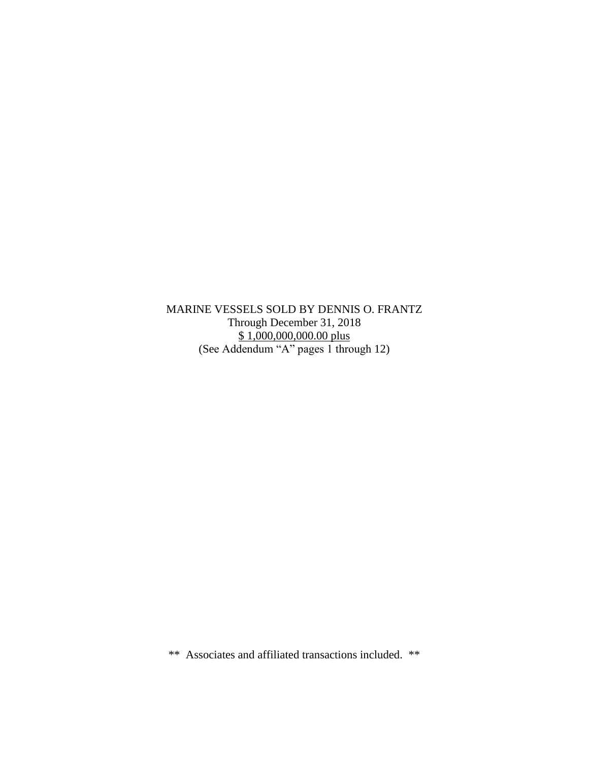MARINE VESSELS SOLD BY DENNIS O. FRANTZ

Through December 31, 2018

$ 1,000,000,000.00 plus

(See Addendum "A" pages 1 through 12)

** Associates and affiliated transactions included. **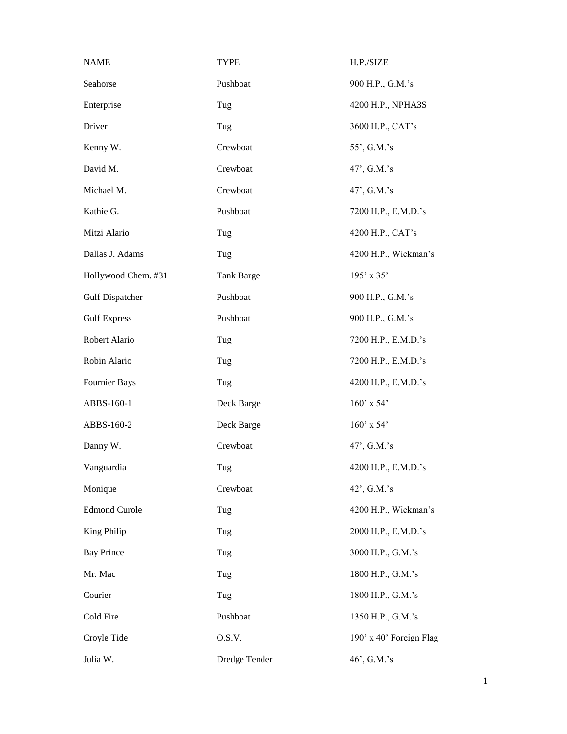| NAME | TYPE | H.P./SIZE |
|---|---|---|
| Seahorse | Pushboat | 900 H.P., G.M.’s |
| Enterprise | Tug | 4200 H.P., NPHA3S |
| Driver | Tug | 3600 H.P., CAT’s |
| Kenny W. | Crewboat | 55’, G.M.’s |
| David M. | Crewboat | 47’, G.M.’s |
| Michael M. | Crewboat | 47’, G.M.’s |
| Kathie G. | Pushboat | 7200 H.P., E.M.D.’s |
| Mitzi Alario | Tug | 4200 H.P., CAT’s |
| Dallas J. Adams | Tug | 4200 H.P., Wickman’s |
| Hollywood Chem. #31 | Tank Barge | 195’ x 35’ |
| Gulf Dispatcher | Pushboat | 900 H.P., G.M.’s |
| Gulf Express | Pushboat | 900 H.P., G.M.’s |
| Robert Alario | Tug | 7200 H.P., E.M.D.’s |
| Robin Alario | Tug | 7200 H.P., E.M.D.’s |
| Fournier Bays | Tug | 4200 H.P., E.M.D.’s |
| ABBS-160-1 | Deck Barge | 160’ x 54’ |
| ABBS-160-2 | Deck Barge | 160’ x 54’ |
| Danny W. | Crewboat | 47’, G.M.’s |
| Vanguardia | Tug | 4200 H.P., E.M.D.’s |
| Monique | Crewboat | 42’, G.M.’s |
| Edmond Curole | Tug | 4200 H.P., Wickman’s |
| King Philip | Tug | 2000 H.P., E.M.D.’s |
| Bay Prince | Tug | 3000 H.P., G.M.’s |
| Mr. Mac | Tug | 1800 H.P., G.M.’s |
| Courier | Tug | 1800 H.P., G.M.’s |
| Cold Fire | Pushboat | 1350 H.P., G.M.’s |
| Croyle Tide | O.S.V. | 190’ x 40’ Foreign Flag |
| Julia W. | Dredge Tender | 46’, G.M.’s |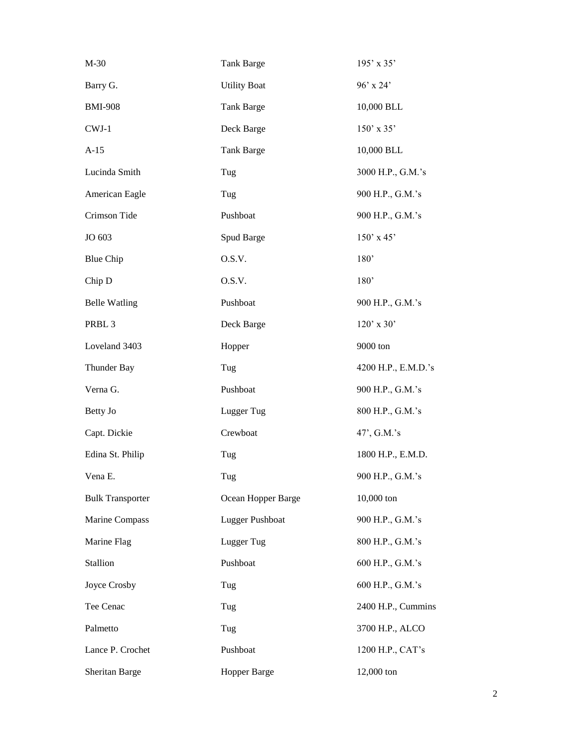| | | |
|---|---|---|
| M-30 | Tank Barge | 195’ x 35’ |
| Barry G. | Utility Boat | 96’ x 24’ |
| BMI-908 | Tank Barge | 10,000 BLL |
| CWJ-1 | Deck Barge | 150’ x 35’ |
| A-15 | Tank Barge | 10,000 BLL |
| Lucinda Smith | Tug | 3000 H.P., G.M.’s |
| American Eagle | Tug | 900 H.P., G.M.’s |
| Crimson Tide | Pushboat | 900 H.P., G.M.’s |
| JO 603 | Spud Barge | 150’ x 45’ |
| Blue Chip | O.S.V. | 180’ |
| Chip D | O.S.V. | 180’ |
| Belle Watling | Pushboat | 900 H.P., G.M.’s |
| PRBL 3 | Deck Barge | 120’ x 30’ |
| Loveland 3403 | Hopper | 9000 ton |
| Thunder Bay | Tug | 4200 H.P., E.M.D.’s |
| Verna G. | Pushboat | 900 H.P., G.M.’s |
| Betty Jo | Lugger Tug | 800 H.P., G.M.’s |
| Capt. Dickie | Crewboat | 47’, G.M.’s |
| Edina St. Philip | Tug | 1800 H.P., E.M.D. |
| Vena E. | Tug | 900 H.P., G.M.’s |
| Bulk Transporter | Ocean Hopper Barge | 10,000 ton |
| Marine Compass | Lugger Pushboat | 900 H.P., G.M.’s |
| Marine Flag | Lugger Tug | 800 H.P., G.M.’s |
| Stallion | Pushboat | 600 H.P., G.M.’s |
| Joyce Crosby | Tug | 600 H.P., G.M.’s |
| Tee Cenac | Tug | 2400 H.P., Cummins |
| Palmetto | Tug | 3700 H.P., ALCO |
| Lance P. Crochet | Pushboat | 1200 H.P., CAT’s |
| Sheritan Barge | Hopper Barge | 12,000 ton |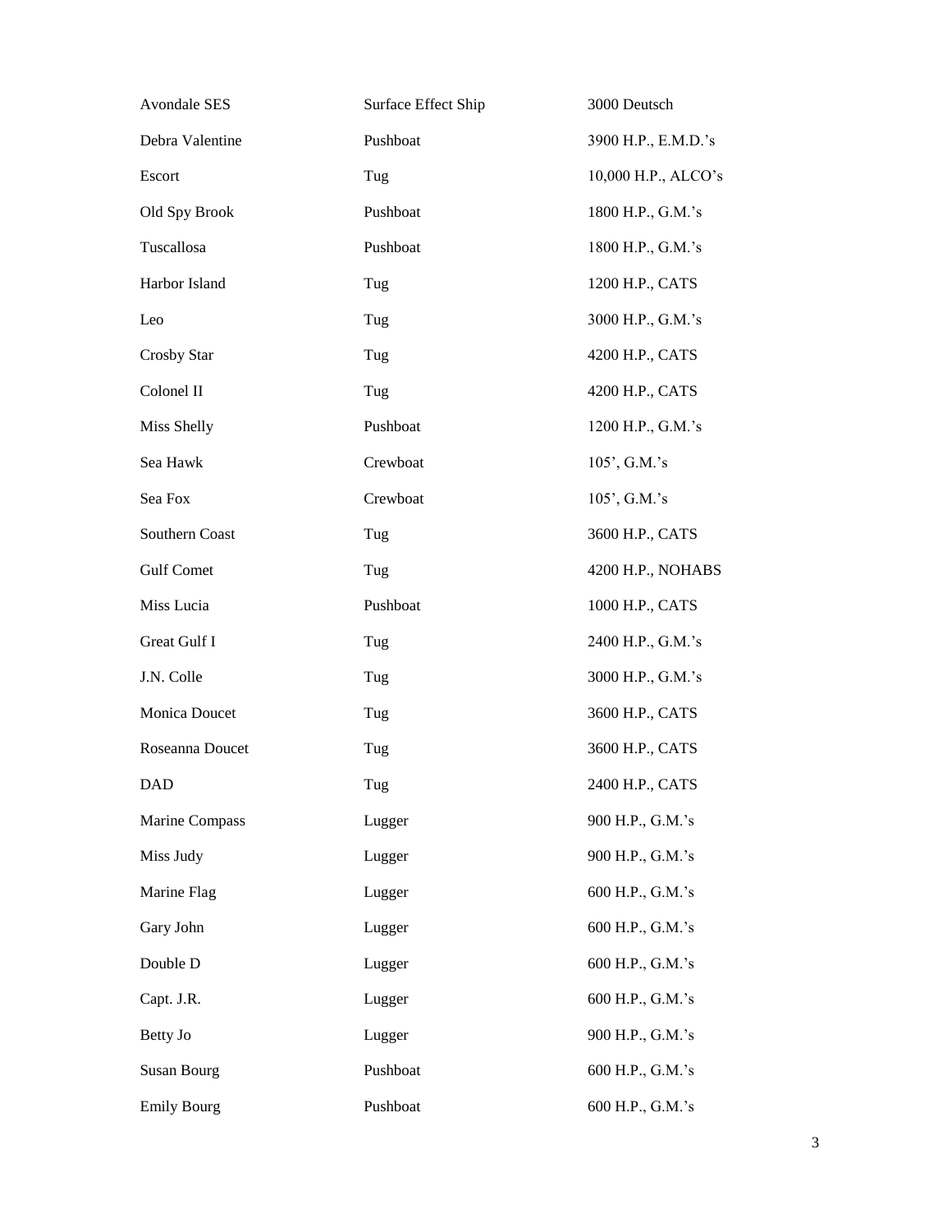| | | |
|---|---|---|
| Avondale SES | Surface Effect Ship | 3000 Deutsch |
| Debra Valentine | Pushboat | 3900 H.P., E.M.D.'s |
| Escort | Tug | 10,000 H.P., ALCO's |
| Old Spy Brook | Pushboat | 1800 H.P., G.M.'s |
| Tuscallosa | Pushboat | 1800 H.P., G.M.'s |
| Harbor Island | Tug | 1200 H.P., CATS |
| Leo | Tug | 3000 H.P., G.M.'s |
| Crosby Star | Tug | 4200 H.P., CATS |
| Colonel II | Tug | 4200 H.P., CATS |
| Miss Shelly | Pushboat | 1200 H.P., G.M.'s |
| Sea Hawk | Crewboat | 105', G.M.'s |
| Sea Fox | Crewboat | 105', G.M.'s |
| Southern Coast | Tug | 3600 H.P., CATS |
| Gulf Comet | Tug | 4200 H.P., NOHABS |
| Miss Lucia | Pushboat | 1000 H.P., CATS |
| Great Gulf I | Tug | 2400 H.P., G.M.'s |
| J.N. Colle | Tug | 3000 H.P., G.M.'s |
| Monica Doucet | Tug | 3600 H.P., CATS |
| Roseanna Doucet | Tug | 3600 H.P., CATS |
| DAD | Tug | 2400 H.P., CATS |
| Marine Compass | Lugger | 900 H.P., G.M.'s |
| Miss Judy | Lugger | 900 H.P., G.M.'s |
| Marine Flag | Lugger | 600 H.P., G.M.'s |
| Gary John | Lugger | 600 H.P., G.M.'s |
| Double D | Lugger | 600 H.P., G.M.'s |
| Capt. J.R. | Lugger | 600 H.P., G.M.'s |
| Betty Jo | Lugger | 900 H.P., G.M.'s |
| Susan Bourg | Pushboat | 600 H.P., G.M.'s |
| Emily Bourg | Pushboat | 600 H.P., G.M.'s |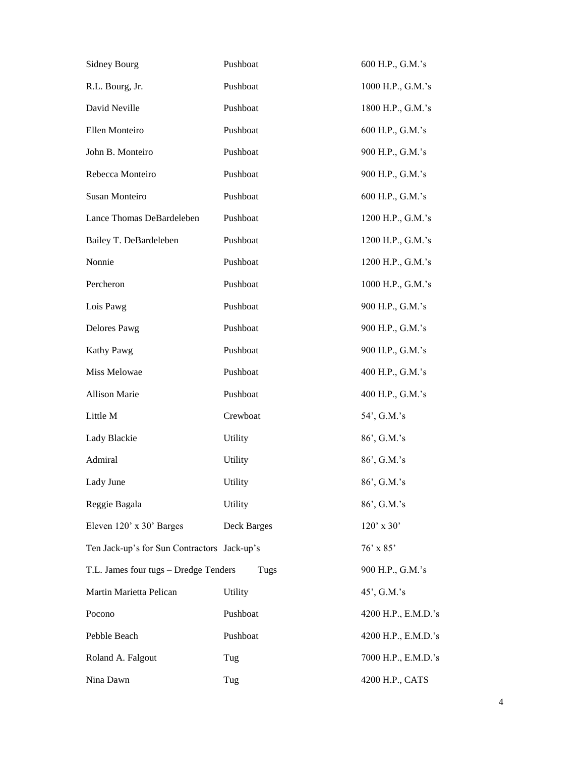| | | |
|---|---|---|
| Sidney Bourg | Pushboat | 600 H.P., G.M.'s |
| R.L. Bourg, Jr. | Pushboat | 1000 H.P., G.M.'s |
| David Neville | Pushboat | 1800 H.P., G.M.'s |
| Ellen Monteiro | Pushboat | 600 H.P., G.M.'s |
| John B. Monteiro | Pushboat | 900 H.P., G.M.'s |
| Rebecca Monteiro | Pushboat | 900 H.P., G.M.'s |
| Susan Monteiro | Pushboat | 600 H.P., G.M.'s |
| Lance Thomas DeBardeleben | Pushboat | 1200 H.P., G.M.'s |
| Bailey T. DeBardeleben | Pushboat | 1200 H.P., G.M.'s |
| Nonnie | Pushboat | 1200 H.P., G.M.'s |
| Percheron | Pushboat | 1000 H.P., G.M.'s |
| Lois Pawg | Pushboat | 900 H.P., G.M.'s |
| Delores Pawg | Pushboat | 900 H.P., G.M.'s |
| Kathy Pawg | Pushboat | 900 H.P., G.M.'s |
| Miss Melowae | Pushboat | 400 H.P., G.M.'s |
| Allison Marie | Pushboat | 400 H.P., G.M.'s |
| Little M | Crewboat | 54', G.M.'s |
| Lady Blackie | Utility | 86', G.M.'s |
| Admiral | Utility | 86', G.M.'s |
| Lady June | Utility | 86', G.M.'s |
| Reggie Bagala | Utility | 86', G.M.'s |
| Eleven 120' x 30' Barges | Deck Barges | 120' x 30' |
| Ten Jack-up's for Sun Contractors | Jack-up's | 76' x 85' |
| T.L. James four tugs – Dredge Tenders | Tugs | 900 H.P., G.M.'s |
| Martin Marietta Pelican | Utility | 45', G.M.'s |
| Pocono | Pushboat | 4200 H.P., E.M.D.'s |
| Pebble Beach | Pushboat | 4200 H.P., E.M.D.'s |
| Roland A. Falgout | Tug | 7000 H.P., E.M.D.'s |
| Nina Dawn | Tug | 4200 H.P., CATS |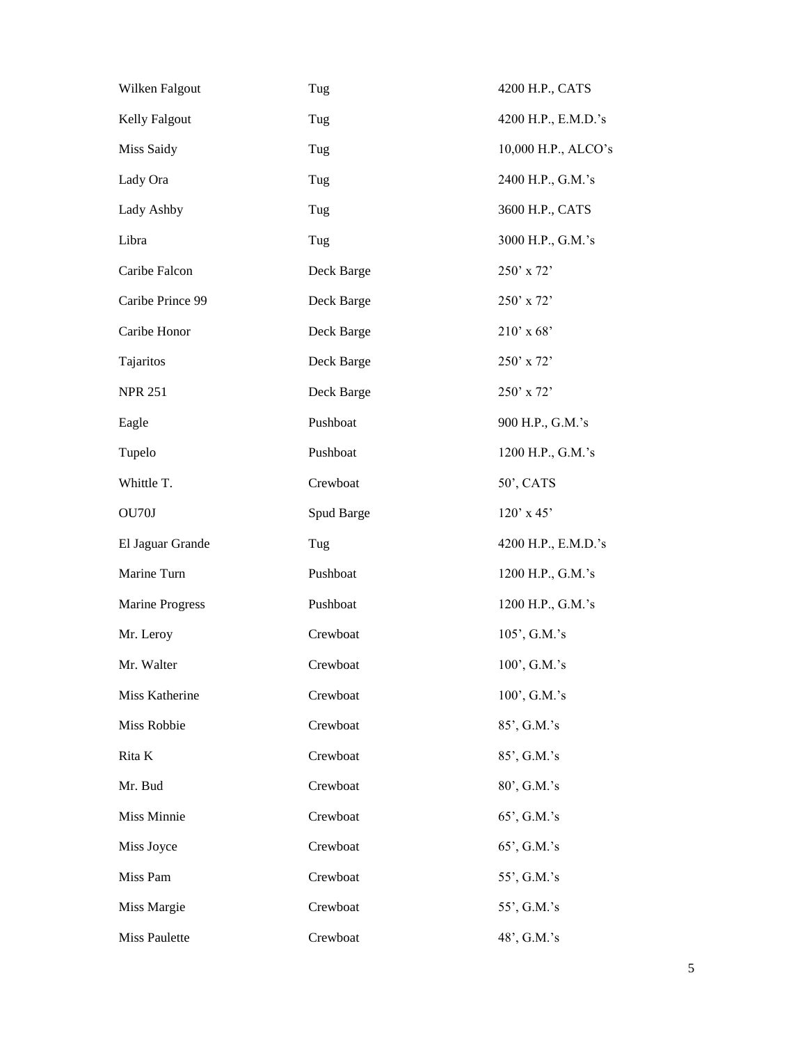| | | |
|---|---|---|
| Wilken Falgout | Tug | 4200 H.P., CATS |
| Kelly Falgout | Tug | 4200 H.P., E.M.D.'s |
| Miss Saidy | Tug | 10,000 H.P., ALCO's |
| Lady Ora | Tug | 2400 H.P., G.M.'s |
| Lady Ashby | Tug | 3600 H.P., CATS |
| Libra | Tug | 3000 H.P., G.M.'s |
| Caribe Falcon | Deck Barge | 250' x 72' |
| Caribe Prince 99 | Deck Barge | 250' x 72' |
| Caribe Honor | Deck Barge | 210' x 68' |
| Tajaritos | Deck Barge | 250' x 72' |
| NPR 251 | Deck Barge | 250' x 72' |
| Eagle | Pushboat | 900 H.P., G.M.'s |
| Tupelo | Pushboat | 1200 H.P., G.M.'s |
| Whittle T. | Crewboat | 50', CATS |
| OU70J | Spud Barge | 120' x 45' |
| El Jaguar Grande | Tug | 4200 H.P., E.M.D.'s |
| Marine Turn | Pushboat | 1200 H.P., G.M.'s |
| Marine Progress | Pushboat | 1200 H.P., G.M.'s |
| Mr. Leroy | Crewboat | 105', G.M.'s |
| Mr. Walter | Crewboat | 100', G.M.'s |
| Miss Katherine | Crewboat | 100', G.M.'s |
| Miss Robbie | Crewboat | 85', G.M.'s |
| Rita K | Crewboat | 85', G.M.'s |
| Mr. Bud | Crewboat | 80', G.M.'s |
| Miss Minnie | Crewboat | 65', G.M.'s |
| Miss Joyce | Crewboat | 65', G.M.'s |
| Miss Pam | Crewboat | 55', G.M.'s |
| Miss Margie | Crewboat | 55', G.M.'s |
| Miss Paulette | Crewboat | 48', G.M.'s |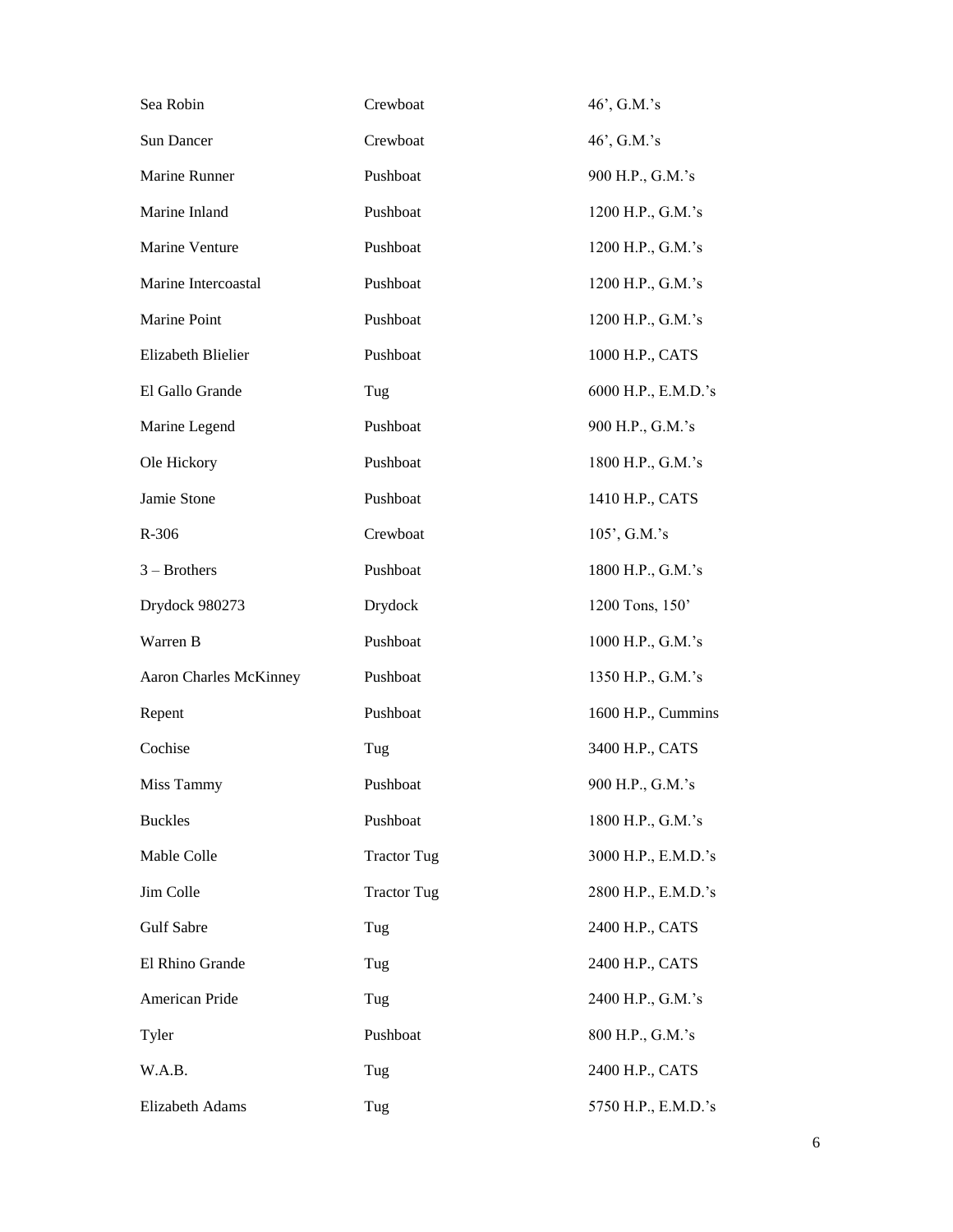| | | |
|---|---|---|
| Sea Robin | Crewboat | 46', G.M.'s |
| Sun Dancer | Crewboat | 46', G.M.'s |
| Marine Runner | Pushboat | 900 H.P., G.M.'s |
| Marine Inland | Pushboat | 1200 H.P., G.M.'s |
| Marine Venture | Pushboat | 1200 H.P., G.M.'s |
| Marine Intercoastal | Pushboat | 1200 H.P., G.M.'s |
| Marine Point | Pushboat | 1200 H.P., G.M.'s |
| Elizabeth Blielier | Pushboat | 1000 H.P., CATS |
| El Gallo Grande | Tug | 6000 H.P., E.M.D.'s |
| Marine Legend | Pushboat | 900 H.P., G.M.'s |
| Ole Hickory | Pushboat | 1800 H.P., G.M.'s |
| Jamie Stone | Pushboat | 1410 H.P., CATS |
| R-306 | Crewboat | 105', G.M.'s |
| 3 – Brothers | Pushboat | 1800 H.P., G.M.'s |
| Drydock 980273 | Drydock | 1200 Tons, 150' |
| Warren B | Pushboat | 1000 H.P., G.M.'s |
| Aaron Charles McKinney | Pushboat | 1350 H.P., G.M.'s |
| Repent | Pushboat | 1600 H.P., Cummins |
| Cochise | Tug | 3400 H.P., CATS |
| Miss Tammy | Pushboat | 900 H.P., G.M.'s |
| Buckles | Pushboat | 1800 H.P., G.M.'s |
| Mable Colle | Tractor Tug | 3000 H.P., E.M.D.'s |
| Jim Colle | Tractor Tug | 2800 H.P., E.M.D.'s |
| Gulf Sabre | Tug | 2400 H.P., CATS |
| El Rhino Grande | Tug | 2400 H.P., CATS |
| American Pride | Tug | 2400 H.P., G.M.'s |
| Tyler | Pushboat | 800 H.P., G.M.'s |
| W.A.B. | Tug | 2400 H.P., CATS |
| Elizabeth Adams | Tug | 5750 H.P., E.M.D.'s |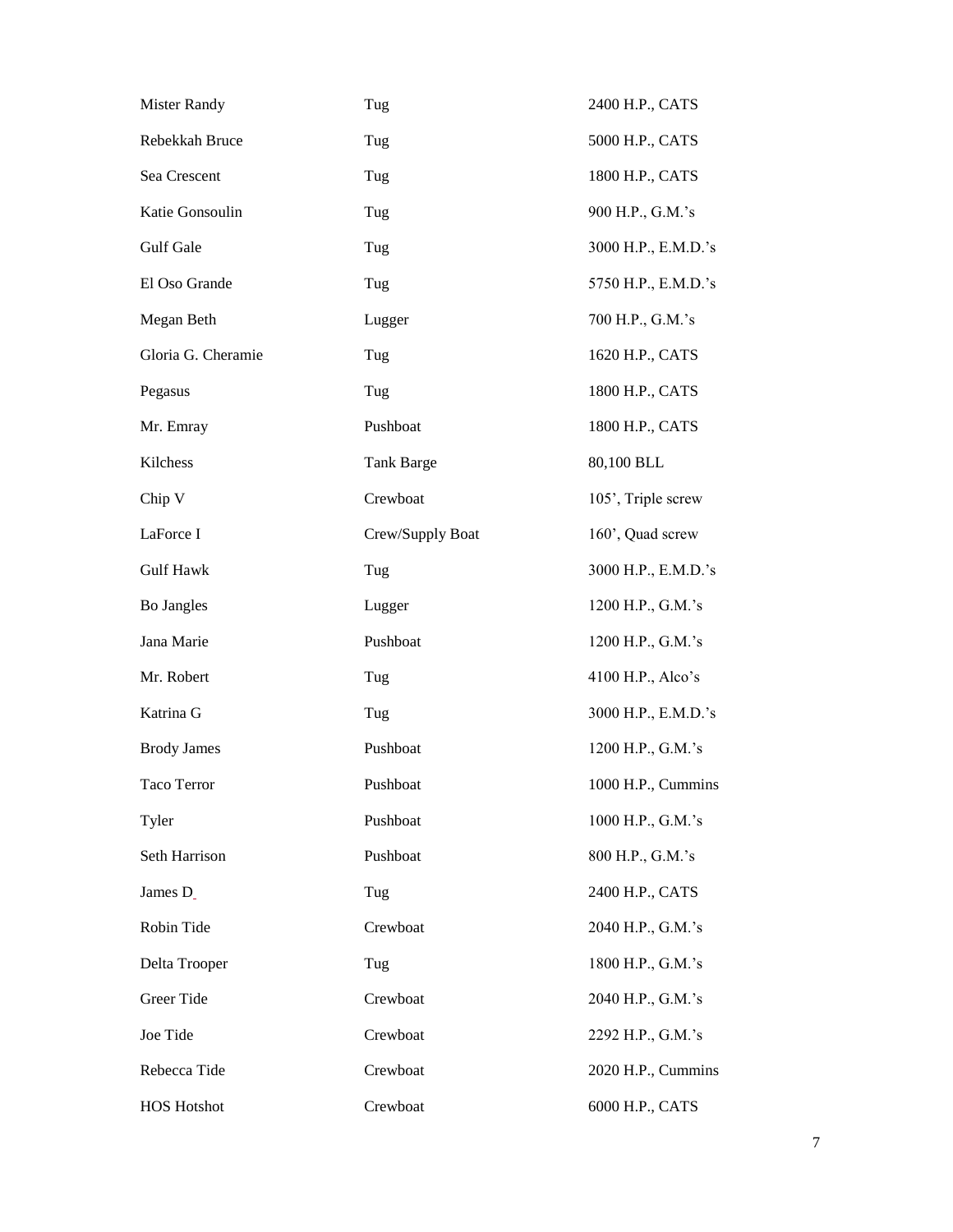| | | |
|---|---|---|
| Mister Randy | Tug | 2400 H.P., CATS |
| Rebekkah Bruce | Tug | 5000 H.P., CATS |
| Sea Crescent | Tug | 1800 H.P., CATS |
| Katie Gonsoulin | Tug | 900 H.P., G.M.'s |
| Gulf Gale | Tug | 3000 H.P., E.M.D.'s |
| El Oso Grande | Tug | 5750 H.P., E.M.D.'s |
| Megan Beth | Lugger | 700 H.P., G.M.'s |
| Gloria G. Cheramie | Tug | 1620 H.P., CATS |
| Pegasus | Tug | 1800 H.P., CATS |
| Mr. Emray | Pushboat | 1800 H.P., CATS |
| Kilchess | Tank Barge | 80,100 BLL |
| Chip V | Crewboat | 105', Triple screw |
| LaForce I | Crew/Supply Boat | 160', Quad screw |
| Gulf Hawk | Tug | 3000 H.P., E.M.D.'s |
| Bo Jangles | Lugger | 1200 H.P., G.M.'s |
| Jana Marie | Pushboat | 1200 H.P., G.M.'s |
| Mr. Robert | Tug | 4100 H.P., Alco's |
| Katrina G | Tug | 3000 H.P., E.M.D.'s |
| Brody James | Pushboat | 1200 H.P., G.M.'s |
| Taco Terror | Pushboat | 1000 H.P., Cummins |
| Tyler | Pushboat | 1000 H.P., G.M.'s |
| Seth Harrison | Pushboat | 800 H.P., G.M.'s |
| James D | Tug | 2400 H.P., CATS |
| Robin Tide | Crewboat | 2040 H.P., G.M.'s |
| Delta Trooper | Tug | 1800 H.P., G.M.'s |
| Greer Tide | Crewboat | 2040 H.P., G.M.'s |
| Joe Tide | Crewboat | 2292 H.P., G.M.'s |
| Rebecca Tide | Crewboat | 2020 H.P., Cummins |
| HOS Hotshot | Crewboat | 6000 H.P., CATS |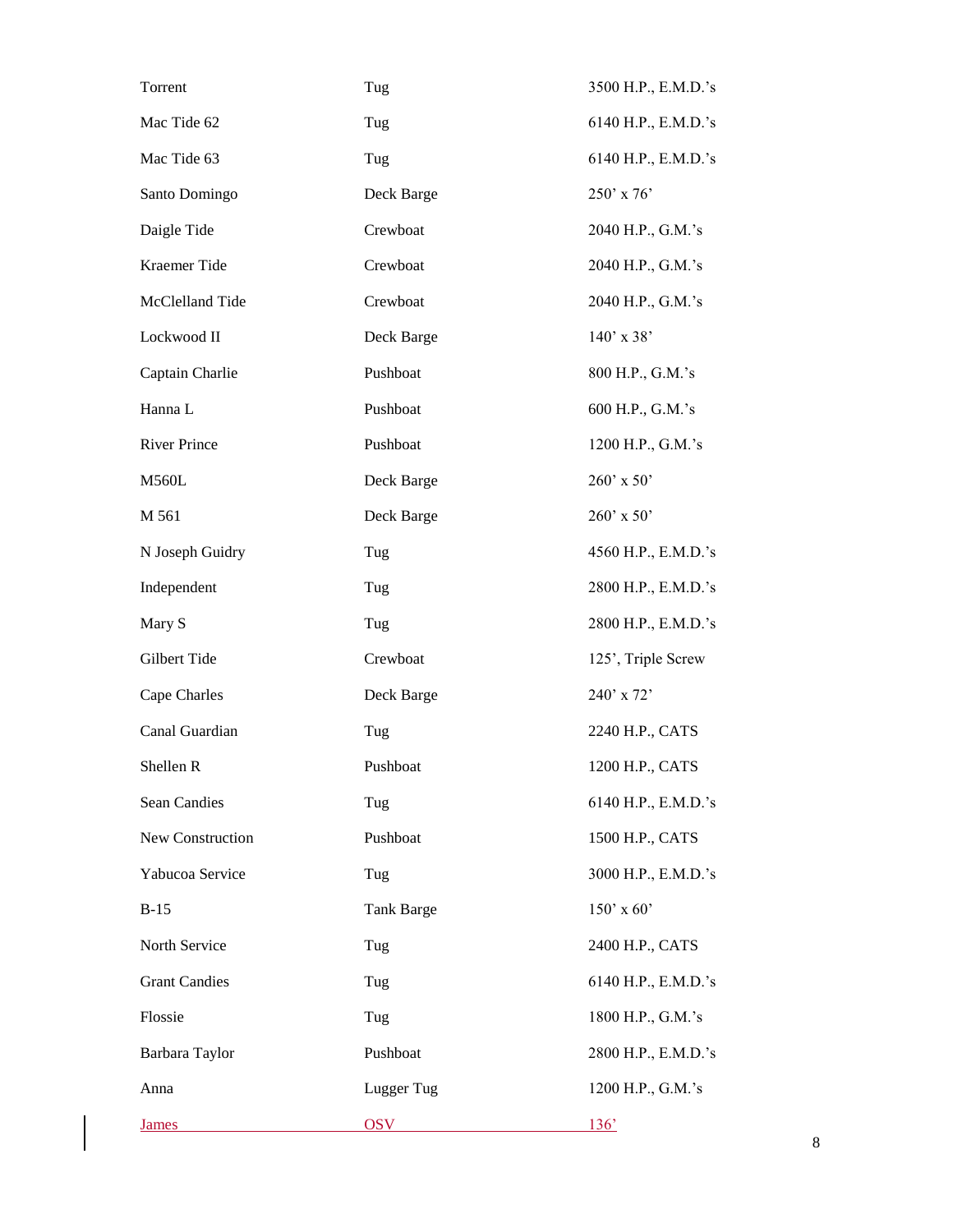| | | |
|---|---|---|
| Torrent | Tug | 3500 H.P., E.M.D.'s |
| Mac Tide 62 | Tug | 6140 H.P., E.M.D.'s |
| Mac Tide 63 | Tug | 6140 H.P., E.M.D.'s |
| Santo Domingo | Deck Barge | 250' x 76' |
| Daigle Tide | Crewboat | 2040 H.P., G.M.'s |
| Kraemer Tide | Crewboat | 2040 H.P., G.M.'s |
| McClelland Tide | Crewboat | 2040 H.P., G.M.'s |
| Lockwood II | Deck Barge | 140' x 38' |
| Captain Charlie | Pushboat | 800 H.P., G.M.'s |
| Hanna L | Pushboat | 600 H.P., G.M.'s |
| River Prince | Pushboat | 1200 H.P., G.M.'s |
| M560L | Deck Barge | 260' x 50' |
| M 561 | Deck Barge | 260' x 50' |
| N Joseph Guidry | Tug | 4560 H.P., E.M.D.'s |
| Independent | Tug | 2800 H.P., E.M.D.'s |
| Mary S | Tug | 2800 H.P., E.M.D.'s |
| Gilbert Tide | Crewboat | 125', Triple Screw |
| Cape Charles | Deck Barge | 240' x 72' |
| Canal Guardian | Tug | 2240 H.P., CATS |
| Shellen R | Pushboat | 1200 H.P., CATS |
| Sean Candies | Tug | 6140 H.P., E.M.D.'s |
| New Construction | Pushboat | 1500 H.P., CATS |
| Yabucoa Service | Tug | 3000 H.P., E.M.D.'s |
| B-15 | Tank Barge | 150' x 60' |
| North Service | Tug | 2400 H.P., CATS |
| Grant Candies | Tug | 6140 H.P., E.M.D.'s |
| Flossie | Tug | 1800 H.P., G.M.'s |
| Barbara Taylor | Pushboat | 2800 H.P., E.M.D.'s |
| Anna | Lugger Tug | 1200 H.P., G.M.'s |
| James | OSV | 136' |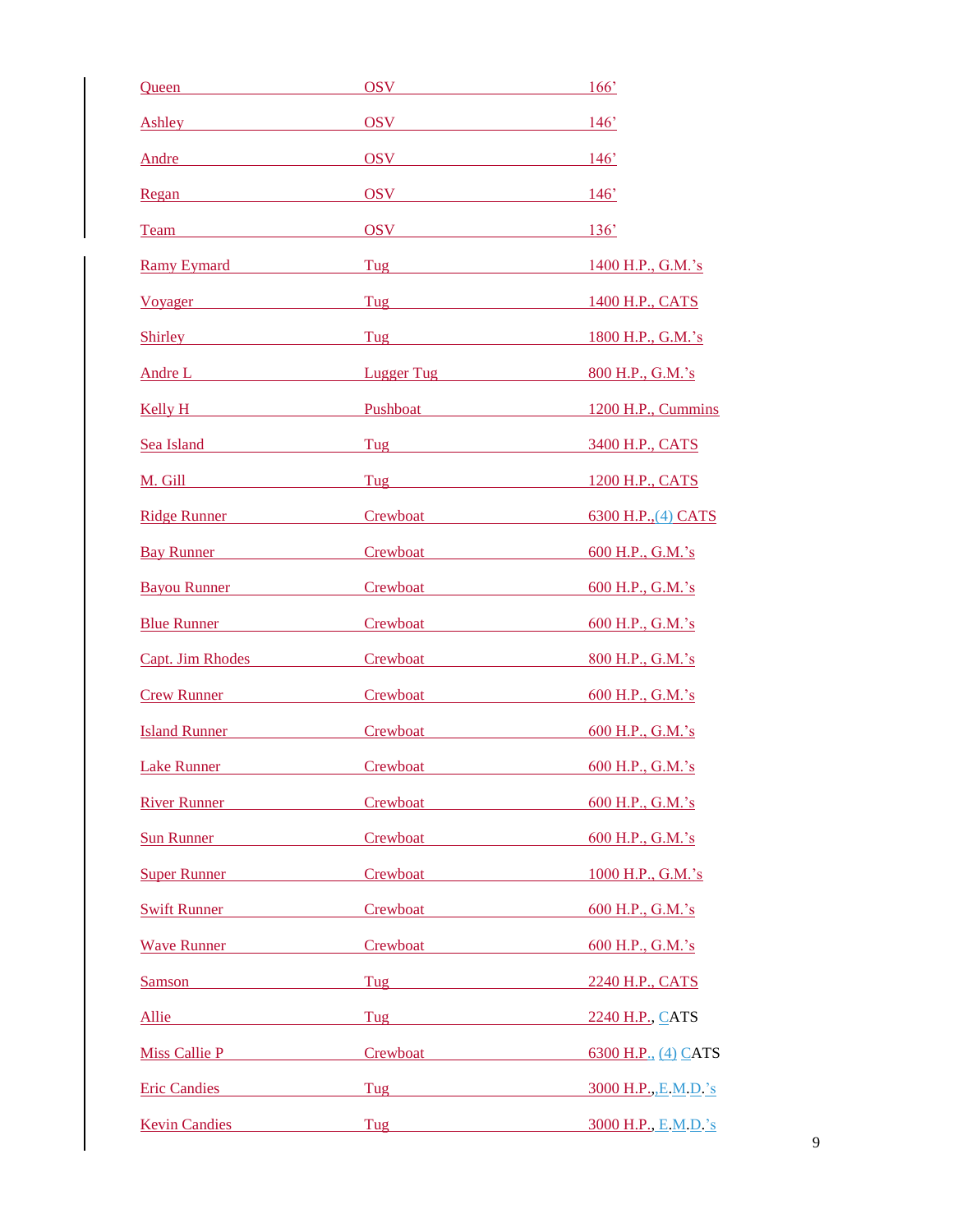| | | |
|---|---|---|
| Queen | OSV | 166’ |
| Ashley | OSV | 146’ |
| Andre | OSV | 146’ |
| Regan | OSV | 146’ |
| Team | OSV | 136’ |
| Ramy Eymard | Tug | 1400 H.P., G.M.’s |
| Voyager | Tug | 1400 H.P., CATS |
| Shirley | Tug | 1800 H.P., G.M.’s |
| Andre L | Lugger Tug | 800 H.P., G.M.’s |
| Kelly H | Pushboat | 1200 H.P., Cummins |
| Sea Island | Tug | 3400 H.P., CATS |
| M. Gill | Tug | 1200 H.P., CATS |
| Ridge Runner | Crewboat | 6300 H.P.,(4) CATS |
| Bay Runner | Crewboat | 600 H.P., G.M.’s |
| Bayou Runner | Crewboat | 600 H.P., G.M.’s |
| Blue Runner | Crewboat | 600 H.P., G.M.’s |
| Capt. Jim Rhodes | Crewboat | 800 H.P., G.M.’s |
| Crew Runner | Crewboat | 600 H.P., G.M.’s |
| Island Runner | Crewboat | 600 H.P., G.M.’s |
| Lake Runner | Crewboat | 600 H.P., G.M.’s |
| River Runner | Crewboat | 600 H.P., G.M.’s |
| Sun Runner | Crewboat | 600 H.P., G.M.’s |
| Super Runner | Crewboat | 1000 H.P., G.M.’s |
| Swift Runner | Crewboat | 600 H.P., G.M.’s |
| Wave Runner | Crewboat | 600 H.P., G.M.’s |
| Samson | Tug | 2240 H.P., CATS |
| Allie | Tug | 2240 H.P., CATS |
| Miss Callie P | Crewboat | 6300 H.P., (4) CATS |
| Eric Candies | Tug | 3000 H.P.,,E.M.D.’s |
| Kevin Candies | Tug | 3000 H.P., E.M.D.’s |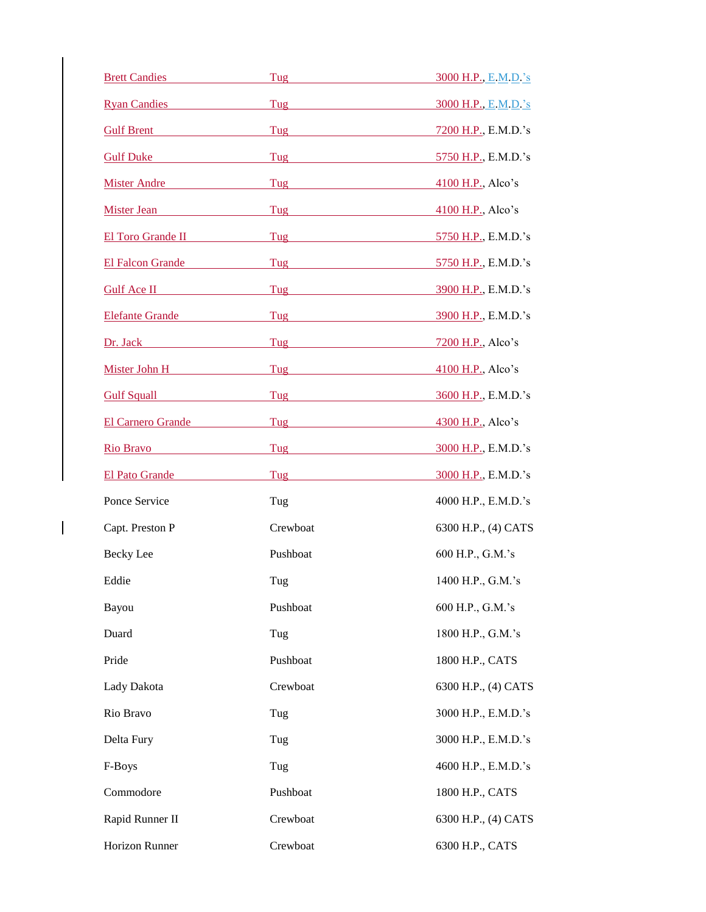| | | |
|---|---|---|
| Brett Candies | Tug | 3000 H.P., E.M.D.'s |
| Ryan Candies | Tug | 3000 H.P., E.M.D.'s |
| Gulf Brent | Tug | 7200 H.P., E.M.D.'s |
| Gulf Duke | Tug | 5750 H.P., E.M.D.'s |
| Mister Andre | Tug | 4100 H.P., Alco's |
| Mister Jean | Tug | 4100 H.P., Alco's |
| El Toro Grande II | Tug | 5750 H.P., E.M.D.'s |
| El Falcon Grande | Tug | 5750 H.P., E.M.D.'s |
| Gulf Ace II | Tug | 3900 H.P., E.M.D.'s |
| Elefante Grande | Tug | 3900 H.P., E.M.D.'s |
| Dr. Jack | Tug | 7200 H.P., Alco's |
| Mister John H | Tug | 4100 H.P., Alco's |
| Gulf Squall | Tug | 3600 H.P., E.M.D.'s |
| El Carnero Grande | Tug | 4300 H.P., Alco's |
| Rio Bravo | Tug | 3000 H.P., E.M.D.'s |
| El Pato Grande | Tug | 3000 H.P., E.M.D.'s |
| Ponce Service | Tug | 4000 H.P., E.M.D.'s |
| Capt. Preston P | Crewboat | 6300 H.P., (4) CATS |
| Becky Lee | Pushboat | 600 H.P., G.M.'s |
| Eddie | Tug | 1400 H.P., G.M.'s |
| Bayou | Pushboat | 600 H.P., G.M.'s |
| Duard | Tug | 1800 H.P., G.M.'s |
| Pride | Pushboat | 1800 H.P., CATS |
| Lady Dakota | Crewboat | 6300 H.P., (4) CATS |
| Rio Bravo | Tug | 3000 H.P., E.M.D.'s |
| Delta Fury | Tug | 3000 H.P., E.M.D.'s |
| F-Boys | Tug | 4600 H.P., E.M.D.'s |
| Commodore | Pushboat | 1800 H.P., CATS |
| Rapid Runner II | Crewboat | 6300 H.P., (4) CATS |
| Horizon Runner | Crewboat | 6300 H.P., CATS |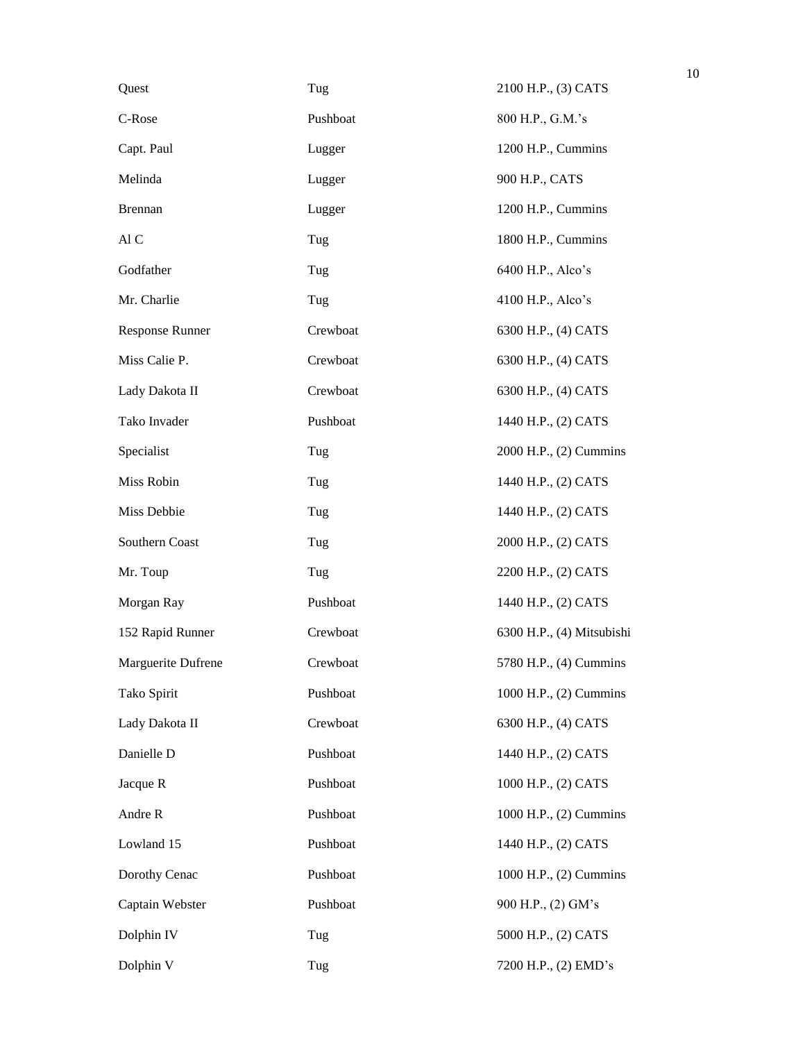| | | |
|---|---|---|
| Quest | Tug | 2100 H.P., (3) CATS |
| C-Rose | Pushboat | 800 H.P., G.M.'s |
| Capt. Paul | Lugger | 1200 H.P., Cummins |
| Melinda | Lugger | 900 H.P., CATS |
| Brennan | Lugger | 1200 H.P., Cummins |
| Al C | Tug | 1800 H.P., Cummins |
| Godfather | Tug | 6400 H.P., Alco's |
| Mr. Charlie | Tug | 4100 H.P., Alco's |
| Response Runner | Crewboat | 6300 H.P., (4) CATS |
| Miss Calie P. | Crewboat | 6300 H.P., (4) CATS |
| Lady Dakota II | Crewboat | 6300 H.P., (4) CATS |
| Tako Invader | Pushboat | 1440 H.P., (2) CATS |
| Specialist | Tug | 2000 H.P., (2) Cummins |
| Miss Robin | Tug | 1440 H.P., (2) CATS |
| Miss Debbie | Tug | 1440 H.P., (2) CATS |
| Southern Coast | Tug | 2000 H.P., (2) CATS |
| Mr. Toup | Tug | 2200 H.P., (2) CATS |
| Morgan Ray | Pushboat | 1440 H.P., (2) CATS |
| 152 Rapid Runner | Crewboat | 6300 H.P., (4) Mitsubishi |
| Marguerite Dufrene | Crewboat | 5780 H.P., (4) Cummins |
| Tako Spirit | Pushboat | 1000 H.P., (2) Cummins |
| Lady Dakota II | Crewboat | 6300 H.P., (4) CATS |
| Danielle D | Pushboat | 1440 H.P., (2) CATS |
| Jacque R | Pushboat | 1000 H.P., (2) CATS |
| Andre R | Pushboat | 1000 H.P., (2) Cummins |
| Lowland 15 | Pushboat | 1440 H.P., (2) CATS |
| Dorothy Cenac | Pushboat | 1000 H.P., (2) Cummins |
| Captain Webster | Pushboat | 900 H.P., (2) GM's |
| Dolphin IV | Tug | 5000 H.P., (2) CATS |
| Dolphin V | Tug | 7200 H.P., (2) EMD's |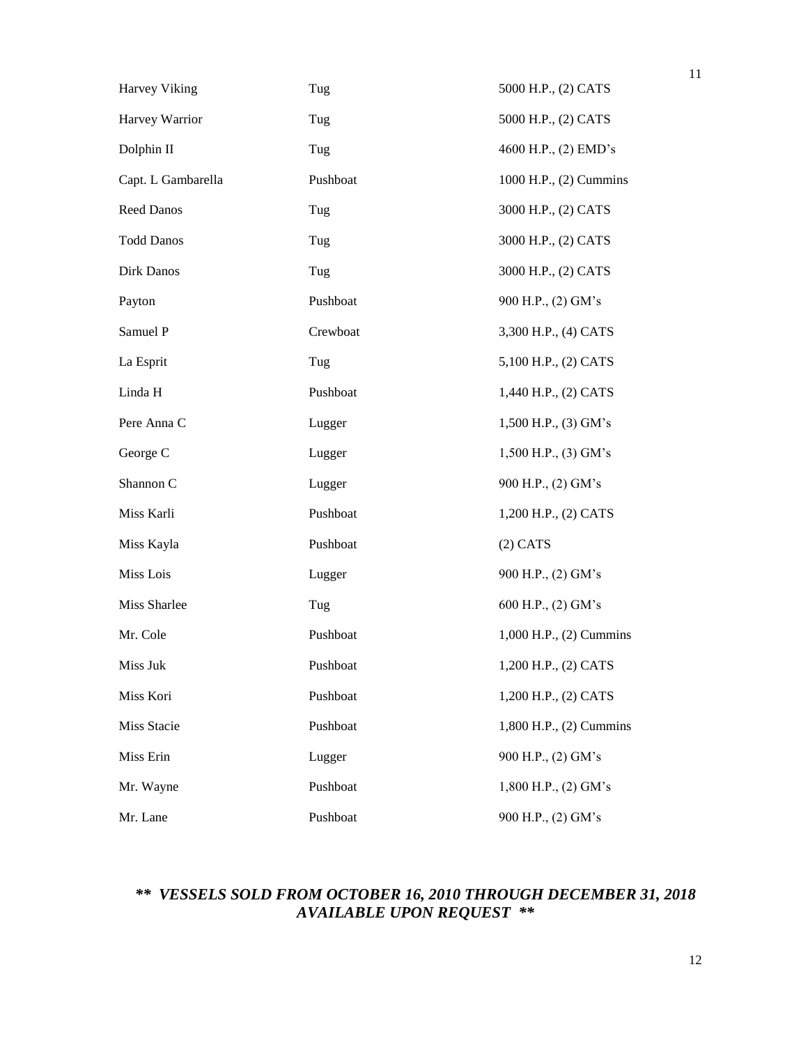| | | |
|---|---|---|
| Harvey Viking | Tug | 5000 H.P., (2) CATS |
| Harvey Warrior | Tug | 5000 H.P., (2) CATS |
| Dolphin II | Tug | 4600 H.P., (2) EMD's |
| Capt. L Gambarella | Pushboat | 1000 H.P., (2) Cummins |
| Reed Danos | Tug | 3000 H.P., (2) CATS |
| Todd Danos | Tug | 3000 H.P., (2) CATS |
| Dirk Danos | Tug | 3000 H.P., (2) CATS |
| Payton | Pushboat | 900 H.P., (2) GM's |
| Samuel P | Crewboat | 3,300 H.P., (4) CATS |
| La Esprit | Tug | 5,100 H.P., (2) CATS |
| Linda H | Pushboat | 1,440 H.P., (2) CATS |
| Pere Anna C | Lugger | 1,500 H.P., (3) GM's |
| George C | Lugger | 1,500 H.P., (3) GM's |
| Shannon C | Lugger | 900 H.P., (2) GM's |
| Miss Karli | Pushboat | 1,200 H.P., (2) CATS |
| Miss Kayla | Pushboat | (2) CATS |
| Miss Lois | Lugger | 900 H.P., (2) GM's |
| Miss Sharlee | Tug | 600 H.P., (2) GM's |
| Mr. Cole | Pushboat | 1,000 H.P., (2) Cummins |
| Miss Juk | Pushboat | 1,200 H.P., (2) CATS |
| Miss Kori | Pushboat | 1,200 H.P., (2) CATS |
| Miss Stacie | Pushboat | 1,800 H.P., (2) Cummins |
| Miss Erin | Lugger | 900 H.P., (2) GM's |
| Mr. Wayne | Pushboat | 1,800 H.P., (2) GM's |
| Mr. Lane | Pushboat | 900 H.P., (2) GM's |

***\*\* VESSELS SOLD FROM OCTOBER 16, 2010 THROUGH DECEMBER 31, 2018 AVAILABLE UPON REQUEST \*\****